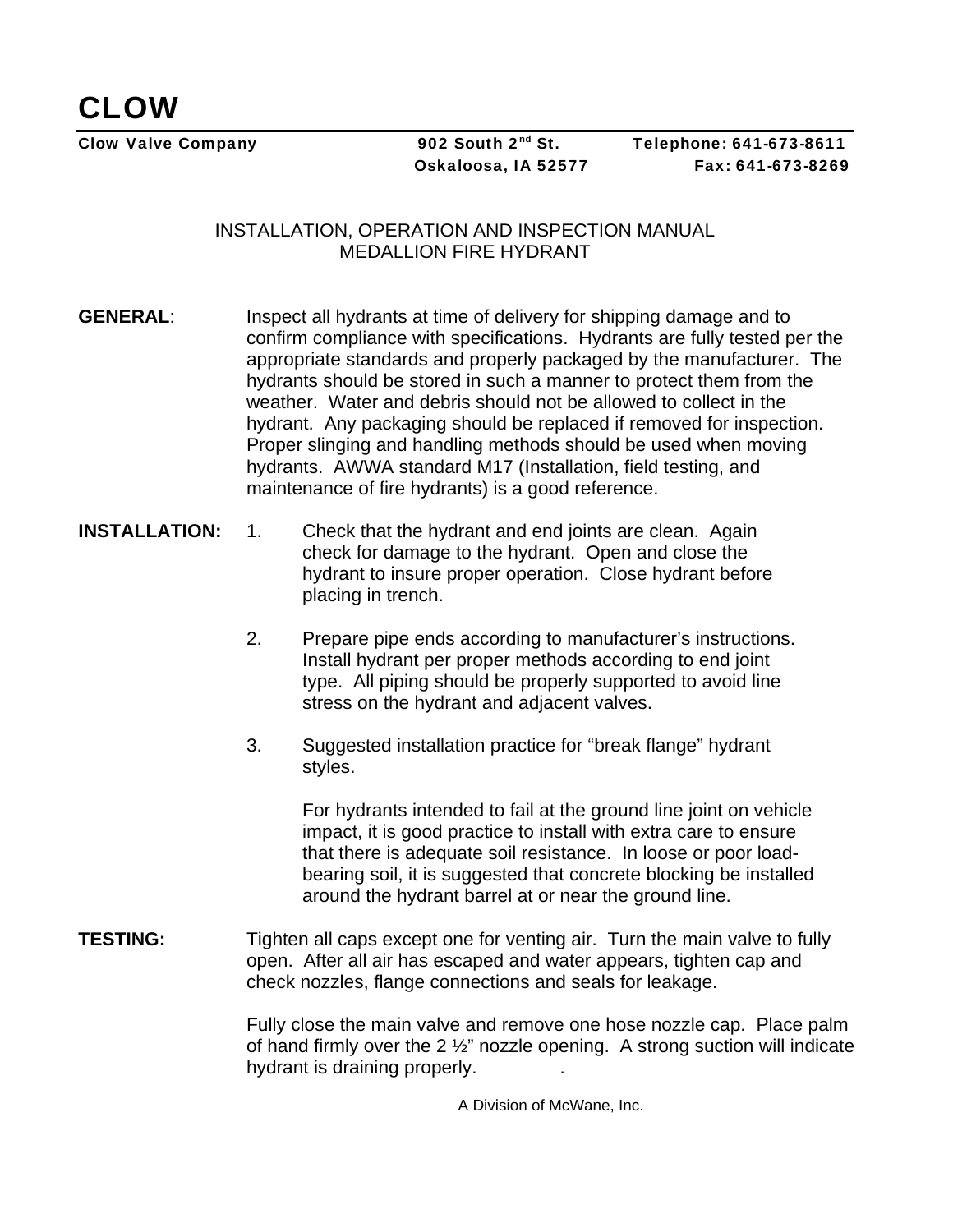# CLOW

**Clow Valve Company** | **902 South 2nd St.** | **Telephone: 641-673-8611**
**Oskaloosa, IA 52577** | **Fax: 641-673-8269**

## INSTALLATION, OPERATION AND INSPECTION MANUAL
## MEDALLION FIRE HYDRANT

**GENERAL**: Inspect all hydrants at time of delivery for shipping damage and to confirm compliance with specifications. Hydrants are fully tested per the appropriate standards and properly packaged by the manufacturer. The hydrants should be stored in such a manner to protect them from the weather. Water and debris should not be allowed to collect in the hydrant. Any packaging should be replaced if removed for inspection. Proper slinging and handling methods should be used when moving hydrants. AWWA standard M17 (Installation, field testing, and maintenance of fire hydrants) is a good reference.

**INSTALLATION:**

1. Check that the hydrant and end joints are clean. Again check for damage to the hydrant. Open and close the hydrant to insure proper operation. Close hydrant before placing in trench.

2. Prepare pipe ends according to manufacturer's instructions. Install hydrant per proper methods according to end joint type. All piping should be properly supported to avoid line stress on the hydrant and adjacent valves.

3. Suggested installation practice for "break flange" hydrant styles.

   For hydrants intended to fail at the ground line joint on vehicle impact, it is good practice to install with extra care to ensure that there is adequate soil resistance. In loose or poor load-bearing soil, it is suggested that concrete blocking be installed around the hydrant barrel at or near the ground line.

**TESTING:** Tighten all caps except one for venting air. Turn the main valve to fully open. After all air has escaped and water appears, tighten cap and check nozzles, flange connections and seals for leakage.

Fully close the main valve and remove one hose nozzle cap. Place palm of hand firmly over the 2 ½" nozzle opening. A strong suction will indicate hydrant is draining properly.

A Division of McWane, Inc.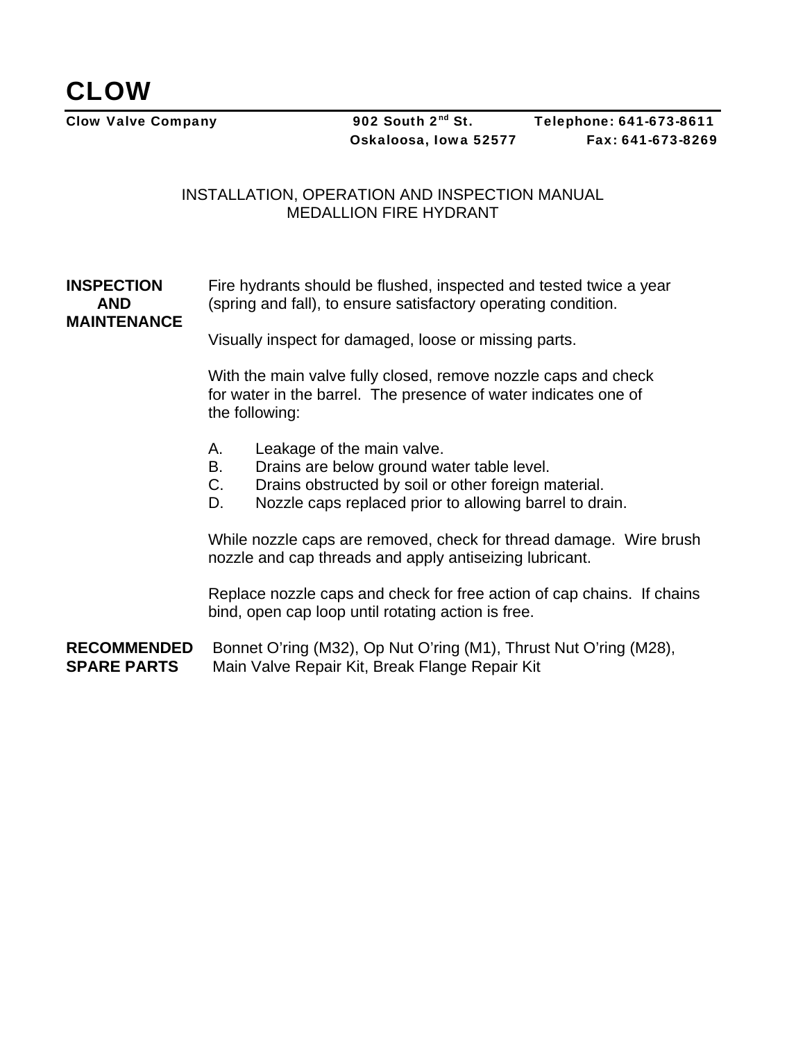# CLOW

**Clow Valve Company** **902 South 2nd St.** **Oskaloosa, Iowa 52577** **Telephone: 641-673-8611** **Fax: 641-673-8269**

INSTALLATION, OPERATION AND INSPECTION MANUAL
MEDALLION FIRE HYDRANT

**INSPECTION AND MAINTENANCE**

Fire hydrants should be flushed, inspected and tested twice a year (spring and fall), to ensure satisfactory operating condition.

Visually inspect for damaged, loose or missing parts.

With the main valve fully closed, remove nozzle caps and check for water in the barrel. The presence of water indicates one of the following:

A. Leakage of the main valve.
B. Drains are below ground water table level.
C. Drains obstructed by soil or other foreign material.
D. Nozzle caps replaced prior to allowing barrel to drain.

While nozzle caps are removed, check for thread damage. Wire brush nozzle and cap threads and apply antiseizing lubricant.

Replace nozzle caps and check for free action of cap chains. If chains bind, open cap loop until rotating action is free.

**RECOMMENDED SPARE PARTS**

Bonnet O'ring (M32), Op Nut O'ring (M1), Thrust Nut O'ring (M28), Main Valve Repair Kit, Break Flange Repair Kit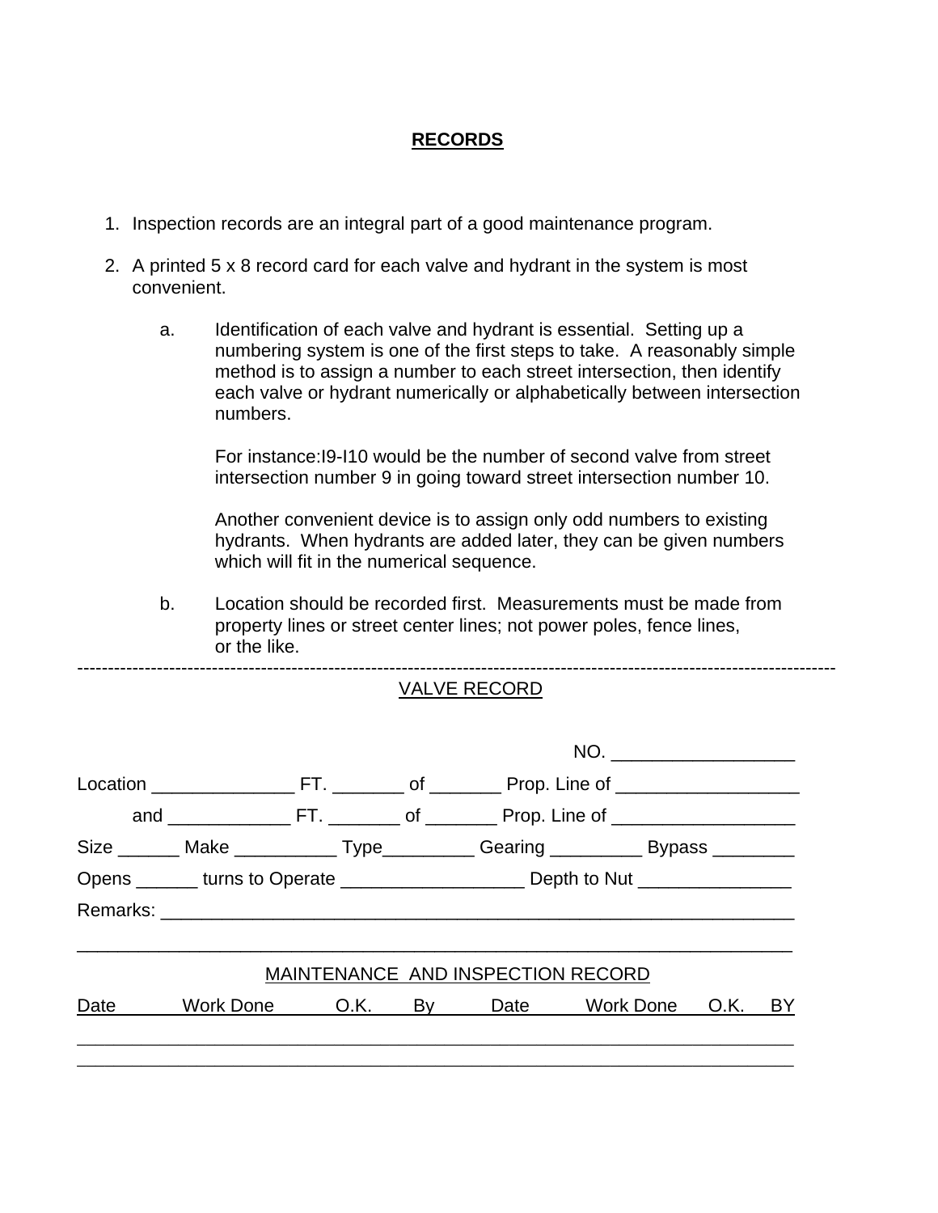## RECORDS

1. Inspection records are an integral part of a good maintenance program.

2. A printed 5 x 8 record card for each valve and hydrant in the system is most convenient.

   a. Identification of each valve and hydrant is essential. Setting up a numbering system is one of the first steps to take. A reasonably simple method is to assign a number to each street intersection, then identify each valve or hydrant numerically or alphabetically between intersection numbers.

      For instance:I9-I10 would be the number of second valve from street intersection number 9 in going toward street intersection number 10.

      Another convenient device is to assign only odd numbers to existing hydrants. When hydrants are added later, they can be given numbers which will fit in the numerical sequence.

   b. Location should be recorded first. Measurements must be made from property lines or street center lines; not power poles, fence lines, or the like.

---

VALVE RECORD

NO. __________________

Location ______________ FT. _______ of _______ Prop. Line of __________________

and ____________ FT. _______ of _______ Prop. Line of __________________

Size ______ Make __________ Type_________ Gearing _________ Bypass ________

Opens ______ turns to Operate __________________ Depth to Nut _______________

Remarks: _________________________________________________________________

__________________________________________________________________________

MAINTENANCE AND INSPECTION RECORD

| Date | Work Done | O.K. | By | Date | Work Done | O.K. | BY |
|---|---|---|---|---|---|---|---|
| | | | | | | | |
| | | | | | | | |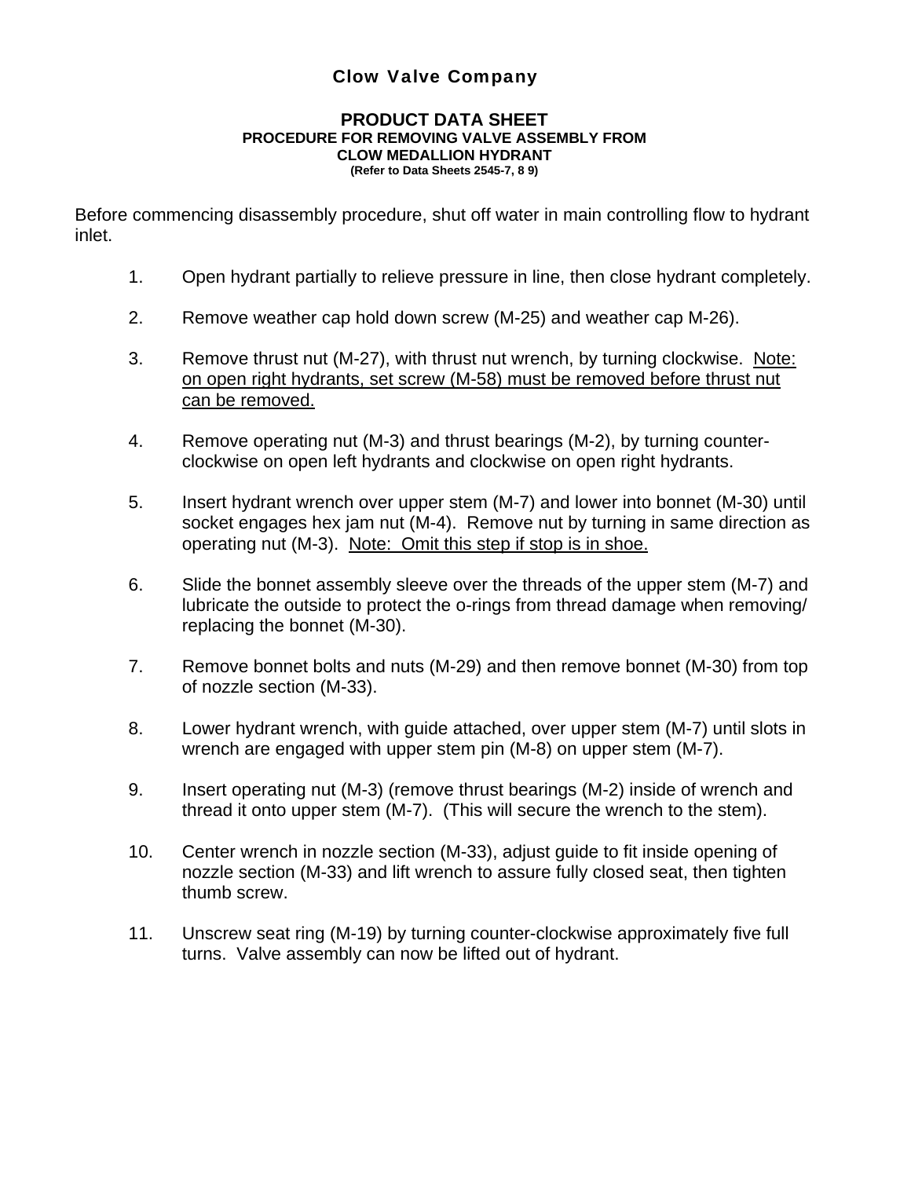**Clow Valve Company**

**PRODUCT DATA SHEET**
**PROCEDURE FOR REMOVING VALVE ASSEMBLY FROM**
**CLOW MEDALLION HYDRANT**
**(Refer to Data Sheets 2545-7, 8 9)**

Before commencing disassembly procedure, shut off water in main controlling flow to hydrant inlet.

1. Open hydrant partially to relieve pressure in line, then close hydrant completely.

2. Remove weather cap hold down screw (M-25) and weather cap M-26).

3. Remove thrust nut (M-27), with thrust nut wrench, by turning clockwise. <u>Note: on open right hydrants, set screw (M-58) must be removed before thrust nut can be removed.</u>

4. Remove operating nut (M-3) and thrust bearings (M-2), by turning counter-clockwise on open left hydrants and clockwise on open right hydrants.

5. Insert hydrant wrench over upper stem (M-7) and lower into bonnet (M-30) until socket engages hex jam nut (M-4). Remove nut by turning in same direction as operating nut (M-3). <u>Note: Omit this step if stop is in shoe.</u>

6. Slide the bonnet assembly sleeve over the threads of the upper stem (M-7) and lubricate the outside to protect the o-rings from thread damage when removing/ replacing the bonnet (M-30).

7. Remove bonnet bolts and nuts (M-29) and then remove bonnet (M-30) from top of nozzle section (M-33).

8. Lower hydrant wrench, with guide attached, over upper stem (M-7) until slots in wrench are engaged with upper stem pin (M-8) on upper stem (M-7).

9. Insert operating nut (M-3) (remove thrust bearings (M-2) inside of wrench and thread it onto upper stem (M-7). (This will secure the wrench to the stem).

10. Center wrench in nozzle section (M-33), adjust guide to fit inside opening of nozzle section (M-33) and lift wrench to assure fully closed seat, then tighten thumb screw.

11. Unscrew seat ring (M-19) by turning counter-clockwise approximately five full turns. Valve assembly can now be lifted out of hydrant.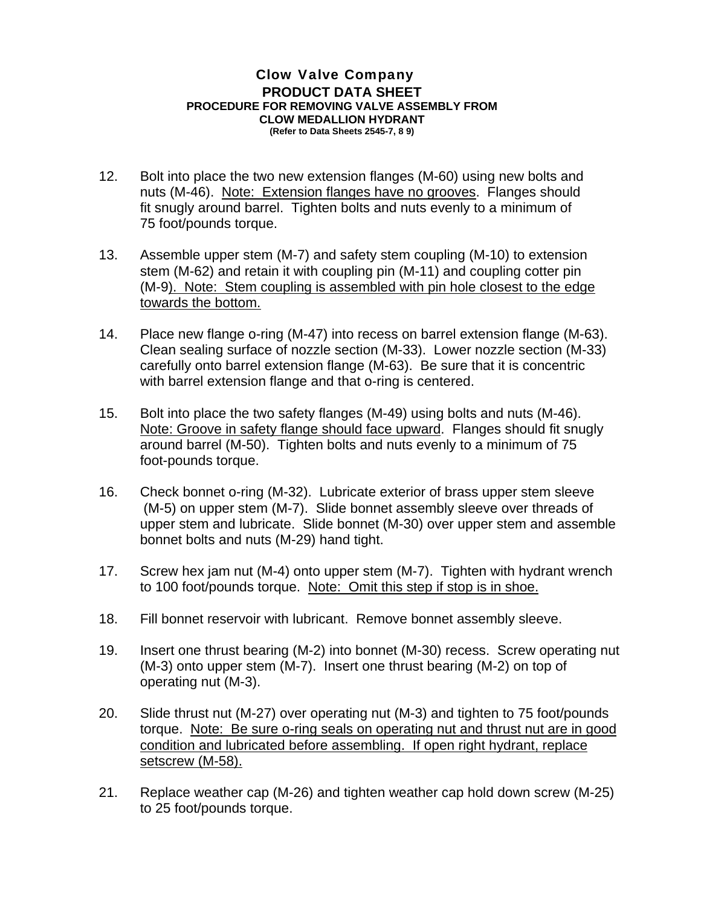**Clow Valve Company**

**PRODUCT DATA SHEET**

**PROCEDURE FOR REMOVING VALVE ASSEMBLY FROM CLOW MEDALLION HYDRANT**

**(Refer to Data Sheets 2545-7, 8 9)**

12. Bolt into place the two new extension flanges (M-60) using new bolts and nuts (M-46). Note: Extension flanges have no grooves. Flanges should fit snugly around barrel. Tighten bolts and nuts evenly to a minimum of 75 foot/pounds torque.

13. Assemble upper stem (M-7) and safety stem coupling (M-10) to extension stem (M-62) and retain it with coupling pin (M-11) and coupling cotter pin (M-9). Note: Stem coupling is assembled with pin hole closest to the edge towards the bottom.

14. Place new flange o-ring (M-47) into recess on barrel extension flange (M-63). Clean sealing surface of nozzle section (M-33). Lower nozzle section (M-33) carefully onto barrel extension flange (M-63). Be sure that it is concentric with barrel extension flange and that o-ring is centered.

15. Bolt into place the two safety flanges (M-49) using bolts and nuts (M-46). Note: Groove in safety flange should face upward. Flanges should fit snugly around barrel (M-50). Tighten bolts and nuts evenly to a minimum of 75 foot-pounds torque.

16. Check bonnet o-ring (M-32). Lubricate exterior of brass upper stem sleeve (M-5) on upper stem (M-7). Slide bonnet assembly sleeve over threads of upper stem and lubricate. Slide bonnet (M-30) over upper stem and assemble bonnet bolts and nuts (M-29) hand tight.

17. Screw hex jam nut (M-4) onto upper stem (M-7). Tighten with hydrant wrench to 100 foot/pounds torque. Note: Omit this step if stop is in shoe.

18. Fill bonnet reservoir with lubricant. Remove bonnet assembly sleeve.

19. Insert one thrust bearing (M-2) into bonnet (M-30) recess. Screw operating nut (M-3) onto upper stem (M-7). Insert one thrust bearing (M-2) on top of operating nut (M-3).

20. Slide thrust nut (M-27) over operating nut (M-3) and tighten to 75 foot/pounds torque. Note: Be sure o-ring seals on operating nut and thrust nut are in good condition and lubricated before assembling. If open right hydrant, replace setscrew (M-58).

21. Replace weather cap (M-26) and tighten weather cap hold down screw (M-25) to 25 foot/pounds torque.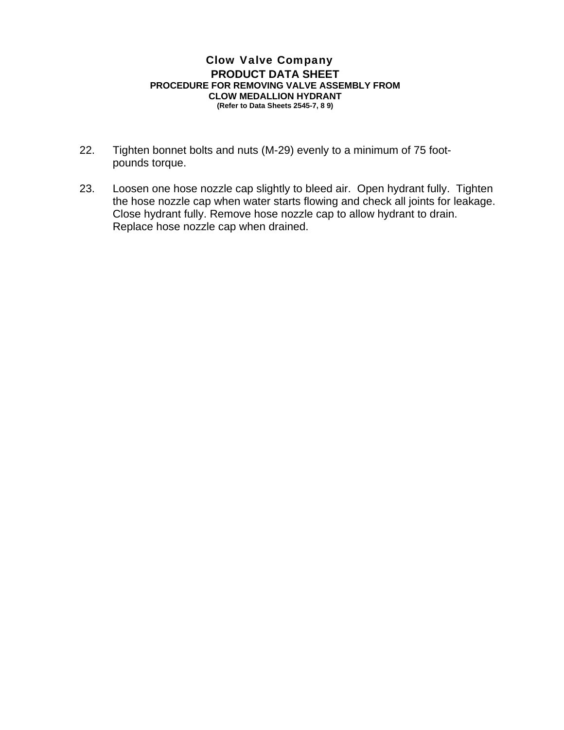**Clow Valve Company**

**PRODUCT DATA SHEET**

**PROCEDURE FOR REMOVING VALVE ASSEMBLY FROM CLOW MEDALLION HYDRANT**

**(Refer to Data Sheets 2545-7, 8 9)**

22. Tighten bonnet bolts and nuts (M-29) evenly to a minimum of 75 foot-pounds torque.

23. Loosen one hose nozzle cap slightly to bleed air. Open hydrant fully. Tighten the hose nozzle cap when water starts flowing and check all joints for leakage. Close hydrant fully. Remove hose nozzle cap to allow hydrant to drain. Replace hose nozzle cap when drained.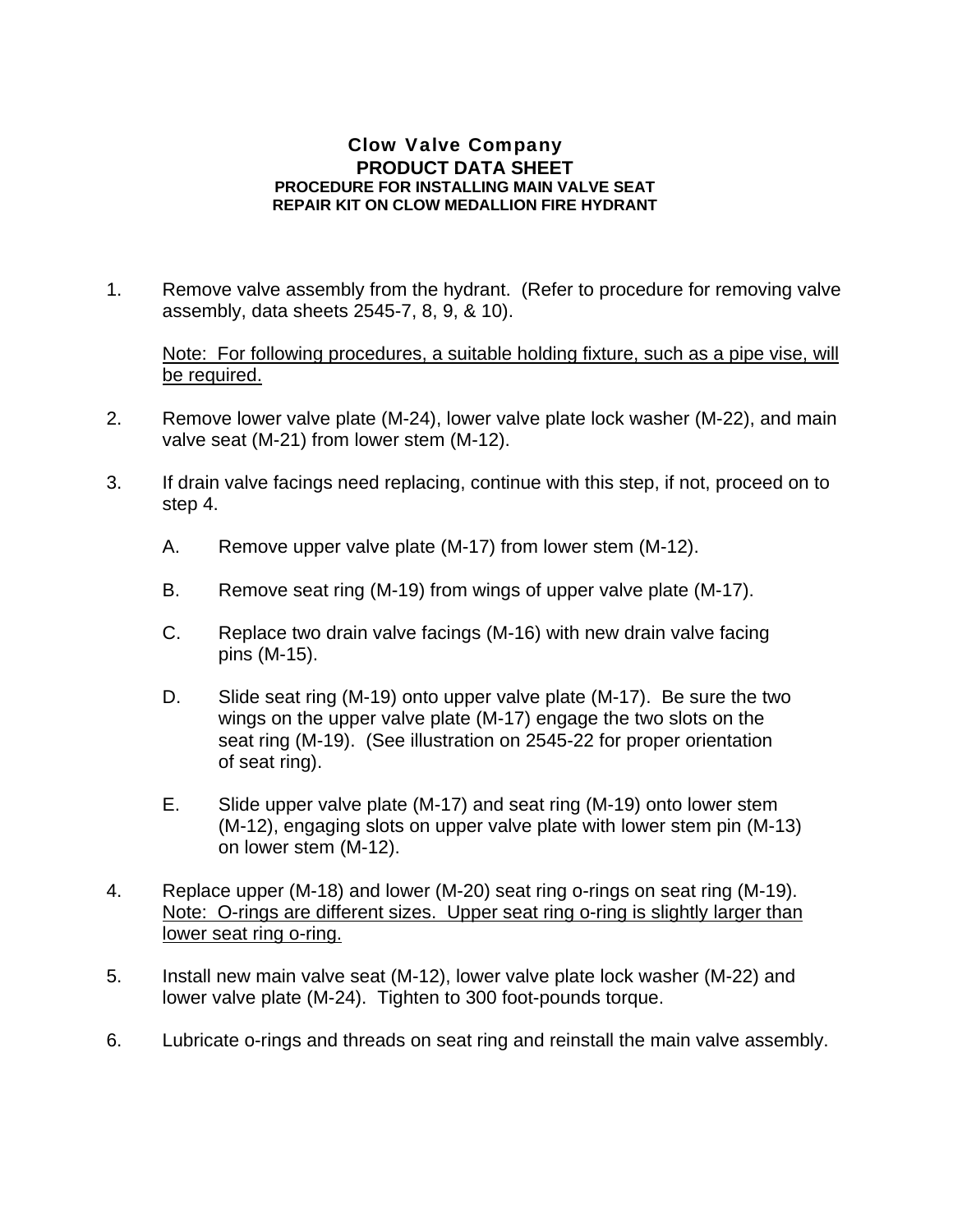**Clow Valve Company**
**PRODUCT DATA SHEET**
**PROCEDURE FOR INSTALLING MAIN VALVE SEAT REPAIR KIT ON CLOW MEDALLION FIRE HYDRANT**

1. Remove valve assembly from the hydrant. (Refer to procedure for removing valve assembly, data sheets 2545-7, 8, 9, & 10).

   Note: For following procedures, a suitable holding fixture, such as a pipe vise, will be required.

2. Remove lower valve plate (M-24), lower valve plate lock washer (M-22), and main valve seat (M-21) from lower stem (M-12).

3. If drain valve facings need replacing, continue with this step, if not, proceed on to step 4.

   A. Remove upper valve plate (M-17) from lower stem (M-12).

   B. Remove seat ring (M-19) from wings of upper valve plate (M-17).

   C. Replace two drain valve facings (M-16) with new drain valve facing pins (M-15).

   D. Slide seat ring (M-19) onto upper valve plate (M-17). Be sure the two wings on the upper valve plate (M-17) engage the two slots on the seat ring (M-19). (See illustration on 2545-22 for proper orientation of seat ring).

   E. Slide upper valve plate (M-17) and seat ring (M-19) onto lower stem (M-12), engaging slots on upper valve plate with lower stem pin (M-13) on lower stem (M-12).

4. Replace upper (M-18) and lower (M-20) seat ring o-rings on seat ring (M-19). Note: O-rings are different sizes. Upper seat ring o-ring is slightly larger than lower seat ring o-ring.

5. Install new main valve seat (M-12), lower valve plate lock washer (M-22) and lower valve plate (M-24). Tighten to 300 foot-pounds torque.

6. Lubricate o-rings and threads on seat ring and reinstall the main valve assembly.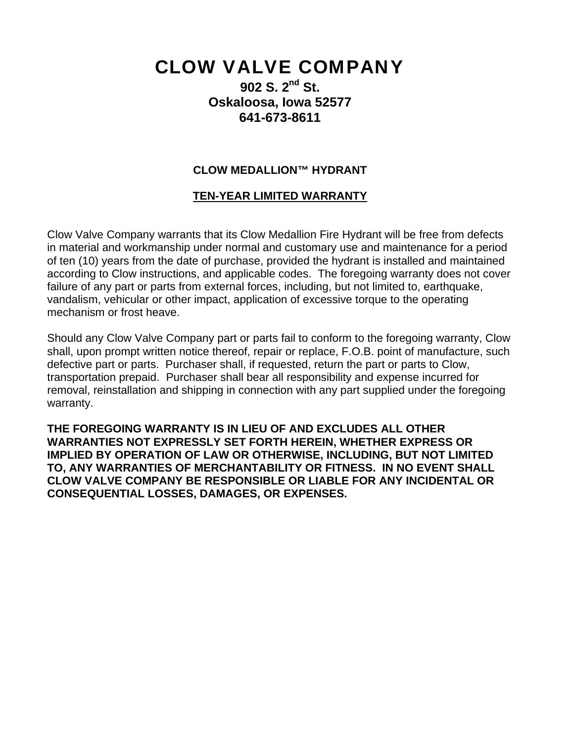# CLOW VALVE COMPANY

**902 S. 2nd St.**
**Oskaloosa, Iowa 52577**
**641-673-8611**

**CLOW MEDALLION™ HYDRANT**

**TEN-YEAR LIMITED WARRANTY**

Clow Valve Company warrants that its Clow Medallion Fire Hydrant will be free from defects in material and workmanship under normal and customary use and maintenance for a period of ten (10) years from the date of purchase, provided the hydrant is installed and maintained according to Clow instructions, and applicable codes. The foregoing warranty does not cover failure of any part or parts from external forces, including, but not limited to, earthquake, vandalism, vehicular or other impact, application of excessive torque to the operating mechanism or frost heave.

Should any Clow Valve Company part or parts fail to conform to the foregoing warranty, Clow shall, upon prompt written notice thereof, repair or replace, F.O.B. point of manufacture, such defective part or parts. Purchaser shall, if requested, return the part or parts to Clow, transportation prepaid. Purchaser shall bear all responsibility and expense incurred for removal, reinstallation and shipping in connection with any part supplied under the foregoing warranty.

**THE FOREGOING WARRANTY IS IN LIEU OF AND EXCLUDES ALL OTHER WARRANTIES NOT EXPRESSLY SET FORTH HEREIN, WHETHER EXPRESS OR IMPLIED BY OPERATION OF LAW OR OTHERWISE, INCLUDING, BUT NOT LIMITED TO, ANY WARRANTIES OF MERCHANTABILITY OR FITNESS. IN NO EVENT SHALL CLOW VALVE COMPANY BE RESPONSIBLE OR LIABLE FOR ANY INCIDENTAL OR CONSEQUENTIAL LOSSES, DAMAGES, OR EXPENSES.**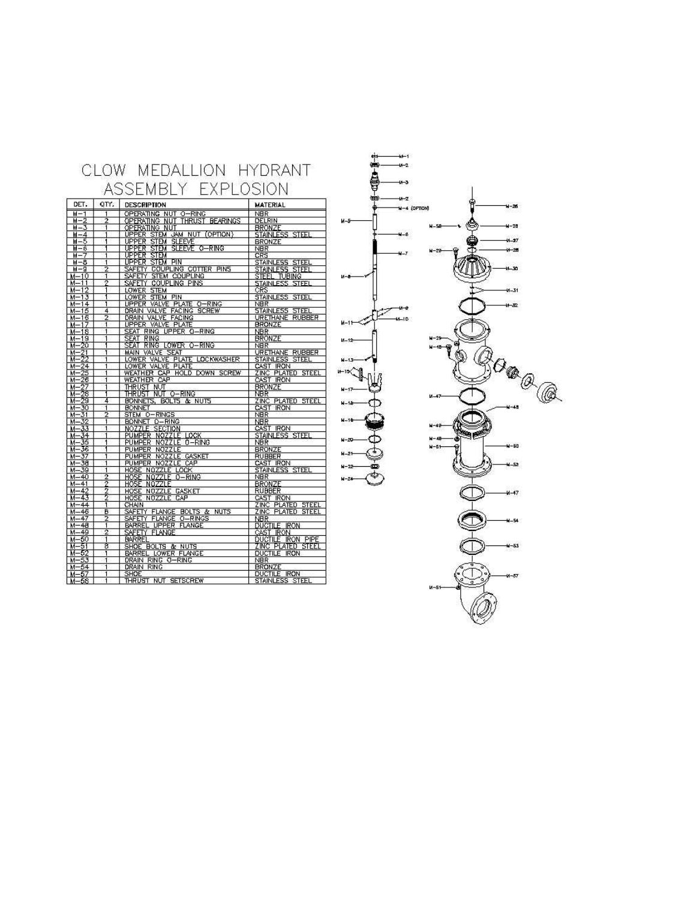# CLOW MEDALLION HYDRANT ASSEMBLY EXPLOSION

| DET. | QTY. | DESCRIPTION | MATERIAL |
|---|---|---|---|
| M-1 | 1 | OPERATING NUT O-RING | NBR |
| M-2 | 2 | OPERATING NUT THRUST BEARINGS | DELRIN |
| M-3 | 1 | OPERATING NUT | BRONZE |
| M-4 | 1 | UPPER STEM JAM NUT (OPTION) | STAINLESS STEEL |
| M-5 | 1 | UPPER STEM SLEEVE | BRONZE |
| M-6 | 1 | UPPER STEM SLEEVE O-RING | NBR |
| M-7 | 1 | UPPER STEM | CRS |
| M-8 | 1 | UPPER STEM PIN | STAINLESS STEEL |
| M-9 | 2 | SAFETY COUPLING COTTER PINS | STAINLESS STEEL |
| M-10 | 1 | SAFETY STEM COUPLING | STEEL TUBING |
| M-11 | 2 | SAFETY COUPLING PINS | STAINLESS STEEL |
| M-12 | 1 | LOWER STEM | CRS |
| M-13 | 1 | LOWER STEM PIN | STAINLESS STEEL |
| M-14 | 1 | UPPER VALVE PLATE O-RING | NBR |
| M-15 | 4 | DRAIN VALVE FACING SCREW | STAINLESS STEEL |
| M-16 | 2 | DRAIN VALVE FACING | URETHANE RUBBER |
| M-17 | 1 | UPPER VALVE PLATE | BRONZE |
| M-18 | 1 | SEAT RING UPPER O-RING | NBR |
| M-19 | 1 | SEAT RING | BRONZE |
| M-20 | 1 | SEAT RING LOWER O-RING | NBR |
| M-21 | 1 | MAIN VALVE SEAT | URETHANE RUBBER |
| M-22 | 1 | LOWER VALVE PLATE LOCKWASHER | STAINLESS STEEL |
| M-24 | 1 | LOWER VALVE PLATE | CAST IRON |
| M-25 | 1 | WEATHER CAP HOLD DOWN SCREW | ZINC PLATED STEEL |
| M-26 | 1 | WEATHER CAP | CAST IRON |
| M-27 | 1 | THRUST NUT | BRONZE |
| M-28 | 1 | THRUST NUT O-RING | NBR |
| M-29 | 4 | BONNETS, BOLTS & NUTS | ZINC PLATED STEEL |
| M-30 | 1 | BONNET | CAST IRON |
| M-31 | 2 | STEM O-RINGS | NBR |
| M-32 | 1 | BONNET O-RING | NBR |
| M-33 | 1 | NOZZLE SECTION | CAST IRON |
| M-34 | 1 | PUMPER NOZZLE LOCK | STAINLESS STEEL |
| M-35 | 1 | PUMPER NOZZLE O-RING | NBR |
| M-36 | 1 | PUMPER NOZZLE | BRONZE |
| M-37 | 1 | PUMPER NOZZLE GASKET | RUBBER |
| M-38 | 1 | PUMPER NOZZLE CAP | CAST IRON |
| M-39 | 1 | HOSE NOZZLE LOCK | STAINLESS STEEL |
| M-40 | 2 | HOSE NOZZLE O-RING | NBR |
| M-41 | 2 | HOSE NOZZLE | BRONZE |
| M-42 | 2 | HOSE NOZZLE GASKET | RUBBER |
| M-43 | 2 | HOSE NOZZLE CAP | CAST IRON |
| M-44 | 1 | CHAIN | ZINC PLATED STEEL |
| M-46 | 6 | SAFETY FLANGE BOLTS & NUTS | ZINC PLATED STEEL |
| M-47 | 2 | SAFETY FLANGE O-RINGS | NBR |
| M-48 | 1 | BARREL UPPER FLANGE | DUCTILE IRON |
| M-49 | 2 | SAFETY FLANGE | CAST IRON |
| M-50 | 1 | BARREL | DUCTILE IRON PIPE |
| M-51 | 8 | SHOE BOLTS & NUTS | ZINC PLATED STEEL |
| M-52 | 1 | BARREL LOWER FLANGE | DUCTILE IRON |
| M-53 | 1 | DRAIN RING O-RING | NBR |
| M-54 | 1 | DRAIN RING | BRONZE |
| M-57 | 1 | SHOE | DUCTILE IRON |
| M-58 | 1 | THRUST NUT SETSCREW | STAINLESS STEEL |

M-1
M-2
M-3
M-2
M-4 (OPTION)
M-5
M-6
M-7
M-8
M-9
M-10
M-11
M-12
M-13
M-15
M-17
M-18
M-19
M-20
M-21
M-22
M-24
M-25
M-58
M-26
M-27
M-28
M-29
M-30
M-31
M-32
M-29
M-46
M-47
M-48
M-49
M-46
M-51
M-50
M-52
M-47
M-54
M-53
M-57
M-51